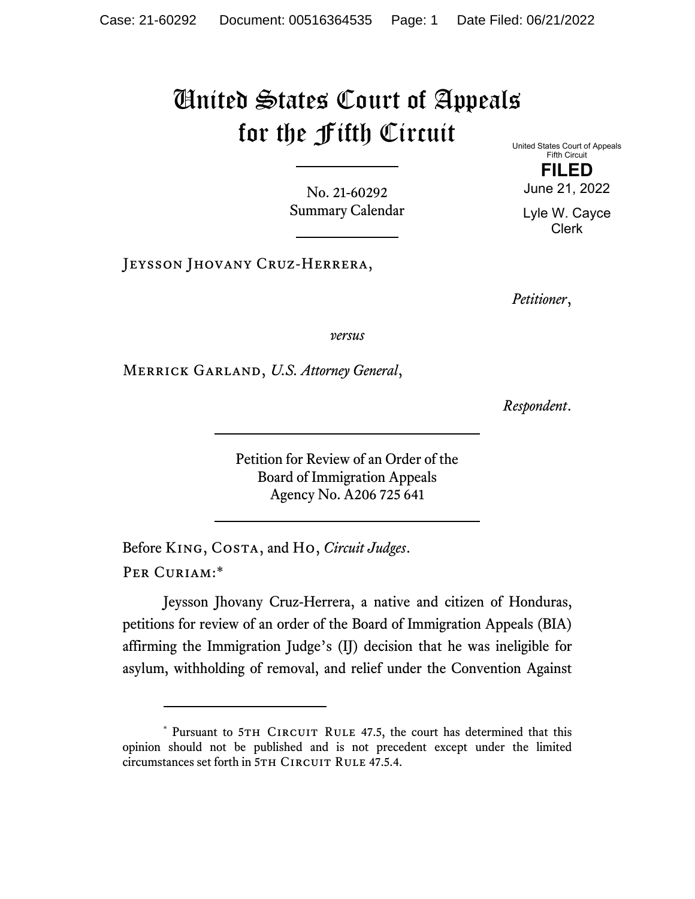# United States Court of Appeals for the Fifth Circuit

United States Court of Appeals
Fifth Circuit

**FILED**

June 21, 2022

Lyle W. Cayce
Clerk

No. 21-60292
Summary Calendar

---

Jeysson Jhovany Cruz-Herrera,

*Petitioner*,

*versus*

Merrick Garland, *U.S. Attorney General*,

*Respondent*.

---

Petition for Review of an Order of the
Board of Immigration Appeals
Agency No. A206 725 641

---

Before King, Costa, and Ho, *Circuit Judges*.

Per Curiam:*

Jeysson Jhovany Cruz-Herrera, a native and citizen of Honduras, petitions for review of an order of the Board of Immigration Appeals (BIA) affirming the Immigration Judge's (IJ) decision that he was ineligible for asylum, withholding of removal, and relief under the Convention Against

---

\* Pursuant to 5th Circuit Rule 47.5, the court has determined that this opinion should not be published and is not precedent except under the limited circumstances set forth in 5th Circuit Rule 47.5.4.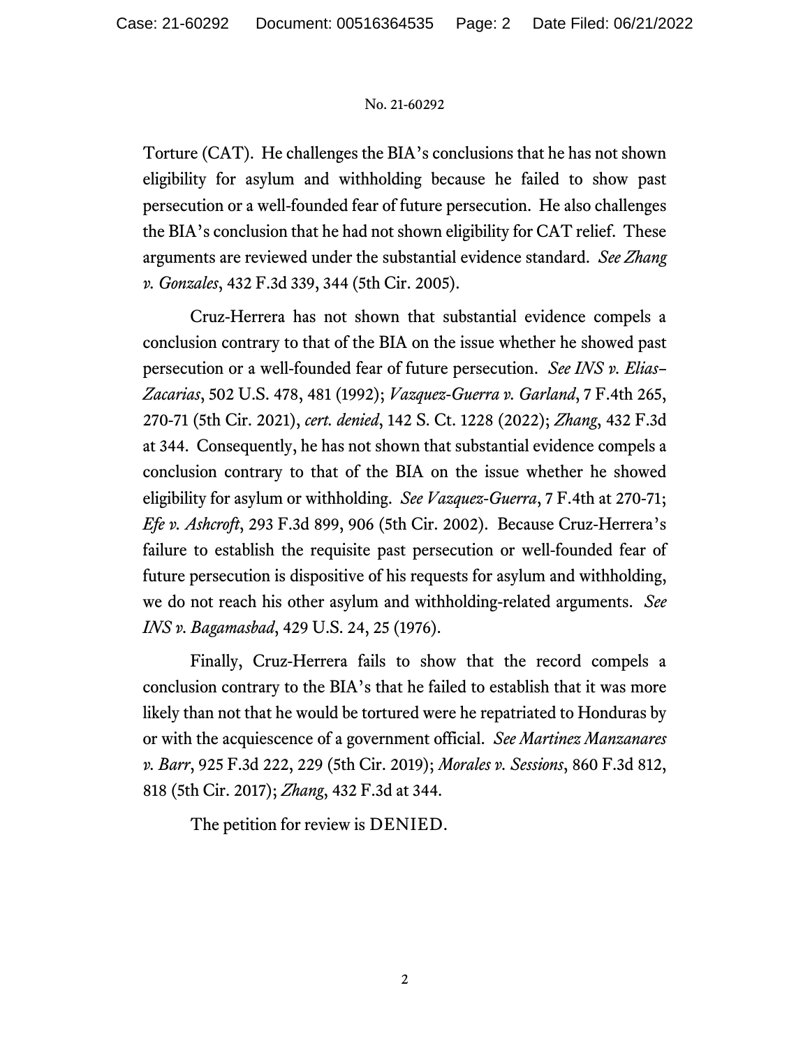Torture (CAT). He challenges the BIA's conclusions that he has not shown eligibility for asylum and withholding because he failed to show past persecution or a well-founded fear of future persecution. He also challenges the BIA's conclusion that he had not shown eligibility for CAT relief. These arguments are reviewed under the substantial evidence standard. *See Zhang v. Gonzales*, 432 F.3d 339, 344 (5th Cir. 2005).

Cruz-Herrera has not shown that substantial evidence compels a conclusion contrary to that of the BIA on the issue whether he showed past persecution or a well-founded fear of future persecution. *See INS v. Elias–Zacarias*, 502 U.S. 478, 481 (1992); *Vazquez-Guerra v. Garland*, 7 F.4th 265, 270-71 (5th Cir. 2021), *cert. denied*, 142 S. Ct. 1228 (2022); *Zhang*, 432 F.3d at 344. Consequently, he has not shown that substantial evidence compels a conclusion contrary to that of the BIA on the issue whether he showed eligibility for asylum or withholding. *See Vazquez-Guerra*, 7 F.4th at 270-71; *Efe v. Ashcroft*, 293 F.3d 899, 906 (5th Cir. 2002). Because Cruz-Herrera's failure to establish the requisite past persecution or well-founded fear of future persecution is dispositive of his requests for asylum and withholding, we do not reach his other asylum and withholding-related arguments. *See INS v. Bagamasbad*, 429 U.S. 24, 25 (1976).

Finally, Cruz-Herrera fails to show that the record compels a conclusion contrary to the BIA's that he failed to establish that it was more likely than not that he would be tortured were he repatriated to Honduras by or with the acquiescence of a government official. *See Martinez Manzanares v. Barr*, 925 F.3d 222, 229 (5th Cir. 2019); *Morales v. Sessions*, 860 F.3d 812, 818 (5th Cir. 2017); *Zhang*, 432 F.3d at 344.

The petition for review is DENIED.